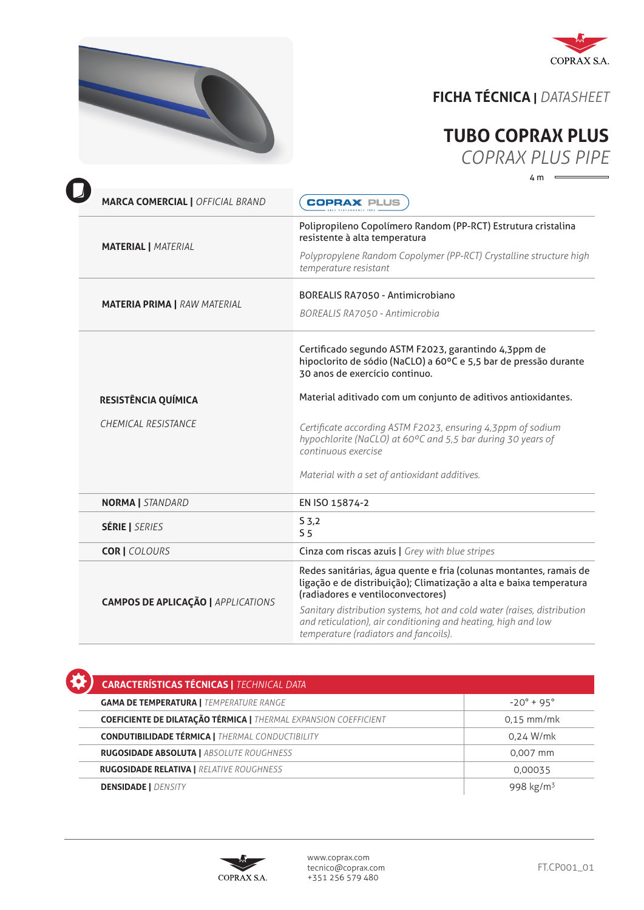COPRAX S.A.

# FICHA TÉCNICA | *DATASHEET*

# TUBO COPRAX PLUS
## *COPRAX PLUS PIPE*

4 m

| | |
|---|---|
| **MARCA COMERCIAL** \| *OFFICIAL BRAND* | COPRAX PLUS |
| **MATERIAL** \| *MATERIAL* | Polipropileno Copolímero Random (PP-RCT) Estrutura cristalina resistente à alta temperatura<br>*Polypropylene Random Copolymer (PP-RCT) Crystalline structure high temperature resistant* |
| **MATERIA PRIMA** \| *RAW MATERIAL* | BOREALIS RA7050 - Antimicrobiano<br>*BOREALIS RA7050 - Antimicrobia* |
| **RESISTÊNCIA QUÍMICA**<br>*CHEMICAL RESISTANCE* | Certificado segundo ASTM F2023, garantindo 4,3ppm de hipoclorito de sódio (NaCLO) a 60ºC e 5,5 bar de pressão durante 30 anos de exercício continuo.<br>Material aditivado com um conjunto de aditivos antioxidantes.<br>*Certificate according ASTM F2023, ensuring 4,3ppm of sodium hypochlorite (NaCLO) at 60ºC and 5,5 bar during 30 years of continuous exercise*<br>*Material with a set of antioxidant additives.* |
| **NORMA** \| *STANDARD* | EN ISO 15874-2 |
| **SÉRIE** \| *SERIES* | S 3,2<br>S 5 |
| **COR** \| *COLOURS* | Cinza com riscas azuis \| *Grey with blue stripes* |
| **CAMPOS DE APLICAÇÃO** \| *APPLICATIONS* | Redes sanitárias, água quente e fria (colunas montantes, ramais de ligação e de distribuição); Climatização a alta e baixa temperatura (radiadores e ventiloconvectores)<br>*Sanitary distribution systems, hot and cold water (raises, distribution and reticulation), air conditioning and heating, high and low temperature (radiators and fancoils).* |

## CARACTERÍSTICAS TÉCNICAS | *TECHNICAL DATA*

| | |
|---|---|
| **GAMA DE TEMPERATURA** \| *TEMPERATURE RANGE* | -20° + 95° |
| **COEFICIENTE DE DILATAÇÃO TÉRMICA** \| *THERMAL EXPANSION COEFFICIENT* | 0,15 mm/mk |
| **CONDUTIBILIDADE TÉRMICA** \| *THERMAL CONDUCTIBILITY* | 0,24 W/mk |
| **RUGOSIDADE ABSOLUTA** \| *ABSOLUTE ROUGHNESS* | 0,007 mm |
| **RUGOSIDADE RELATIVA** \| *RELATIVE ROUGHNESS* | 0,00035 |
| **DENSIDADE** \| *DENSITY* | 998 kg/m$^3$ |

COPRAX S.A.

www.coprax.com
tecnico@coprax.com
+351 256 579 480

FT.CP001_01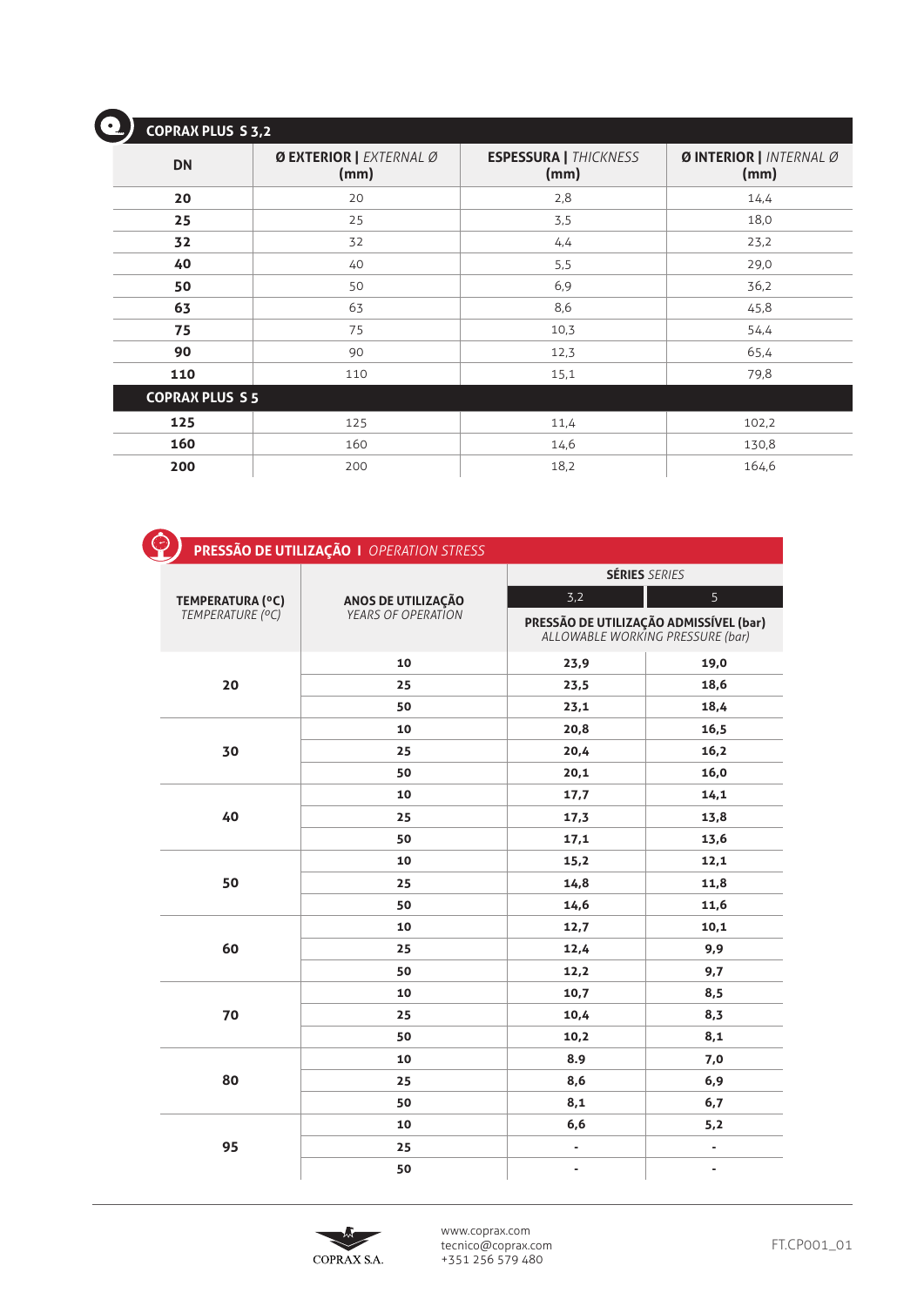## COPRAX PLUS S 3,2

| DN | Ø EXTERIOR \| *EXTERNAL Ø* (mm) | ESPESSURA \| *THICKNESS* (mm) | Ø INTERIOR \| *INTERNAL Ø* (mm) |
|---|---|---|---|
| **20** | 20 | 2,8 | 14,4 |
| **25** | 25 | 3,5 | 18,0 |
| **32** | 32 | 4,4 | 23,2 |
| **40** | 40 | 5,5 | 29,0 |
| **50** | 50 | 6,9 | 36,2 |
| **63** | 63 | 8,6 | 45,8 |
| **75** | 75 | 10,3 | 54,4 |
| **90** | 90 | 12,3 | 65,4 |
| **110** | 110 | 15,1 | 79,8 |
| **COPRAX PLUS S 5** | | | |
| **125** | 125 | 11,4 | 102,2 |
| **160** | 160 | 14,6 | 130,8 |
| **200** | 200 | 18,2 | 164,6 |

## PRESSÃO DE UTILIZAÇÃO I *OPERATION STRESS*

| TEMPERATURA (ºC) *TEMPERATURE (ºC)* | ANOS DE UTILIZAÇÃO *YEARS OF OPERATION* | SÉRIES *SERIES* | |
|---|---|---|---|
| | | 3,2 | 5 |
| | | PRESSÃO DE UTILIZAÇÃO ADMISSÍVEL (bar) *ALLOWABLE WORKING PRESSURE (bar)* | |
| **20** | **10** | **23,9** | **19,0** |
| | **25** | **23,5** | **18,6** |
| | **50** | **23,1** | **18,4** |
| **30** | **10** | **20,8** | **16,5** |
| | **25** | **20,4** | **16,2** |
| | **50** | **20,1** | **16,0** |
| **40** | **10** | **17,7** | **14,1** |
| | **25** | **17,3** | **13,8** |
| | **50** | **17,1** | **13,6** |
| **50** | **10** | **15,2** | **12,1** |
| | **25** | **14,8** | **11,8** |
| | **50** | **14,6** | **11,6** |
| **60** | **10** | **12,7** | **10,1** |
| | **25** | **12,4** | **9,9** |
| | **50** | **12,2** | **9,7** |
| **70** | **10** | **10,7** | **8,5** |
| | **25** | **10,4** | **8,3** |
| | **50** | **10,2** | **8,1** |
| **80** | **10** | **8.9** | **7,0** |
| | **25** | **8,6** | **6,9** |
| | **50** | **8,1** | **6,7** |
| **95** | **10** | **6,6** | **5,2** |
| | **25** | **-** | **-** |
| | **50** | **-** | **-** |

COPRAX S.A.

www.coprax.com
tecnico@coprax.com
+351 256 579 480

FT.CP001_01